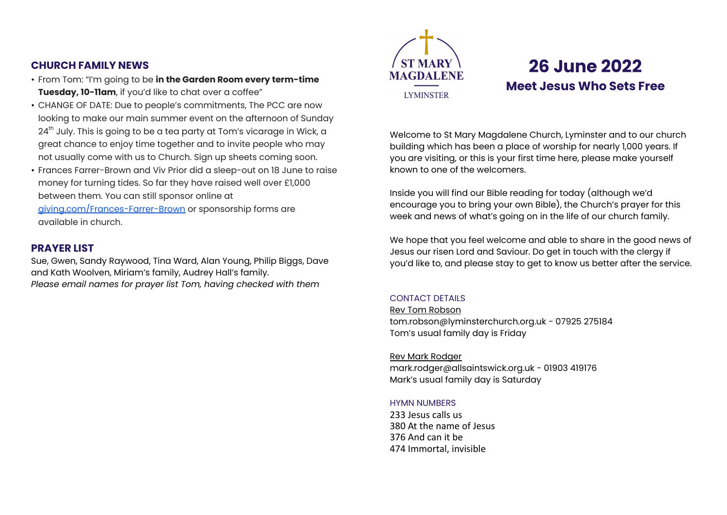## CHURCH FAMILY NEWS

- From Tom: "I'm going to be **in the Garden Room every term-time Tuesday, 10-11am**, if you'd like to chat over a coffee"
- CHANGE OF DATE: Due to people's commitments, The PCC are now looking to make our main summer event on the afternoon of Sunday 24th July. This is going to be a tea party at Tom's vicarage in Wick, a great chance to enjoy time together and to invite people who may not usually come with us to Church. Sign up sheets coming soon.
- Frances Farrer-Brown and Viv Prior did a sleep-out on 18 June to raise money for turning tides. So far they have raised well over £1,000 between them. You can still sponsor online at giving.com/Frances-Farrer-Brown or sponsorship forms are available in church.

## PRAYER LIST

Sue, Gwen, Sandy Raywood, Tina Ward, Alan Young, Philip Biggs, Dave and Kath Woolven, Miriam's family, Audrey Hall's family.
*Please email names for prayer list Tom, having checked with them*

ST MARY MAGDALENE
LYMINSTER

# 26 June 2022

## Meet Jesus Who Sets Free

Welcome to St Mary Magdalene Church, Lyminster and to our church building which has been a place of worship for nearly 1,000 years. If you are visiting, or this is your first time here, please make yourself known to one of the welcomers.

Inside you will find our Bible reading for today (although we'd encourage you to bring your own Bible), the Church's prayer for this week and news of what's going on in the life of our church family.

We hope that you feel welcome and able to share in the good news of Jesus our risen Lord and Saviour. Do get in touch with the clergy if you'd like to, and please stay to get to know us better after the service.

CONTACT DETAILS

Rev Tom Robson
tom.robson@lyminsterchurch.org.uk - 07925 275184
Tom's usual family day is Friday

Rev Mark Rodger
mark.rodger@allsaintswick.org.uk - 01903 419176
Mark's usual family day is Saturday

HYMN NUMBERS

233 Jesus calls us
380 At the name of Jesus
376 And can it be
474 Immortal, invisible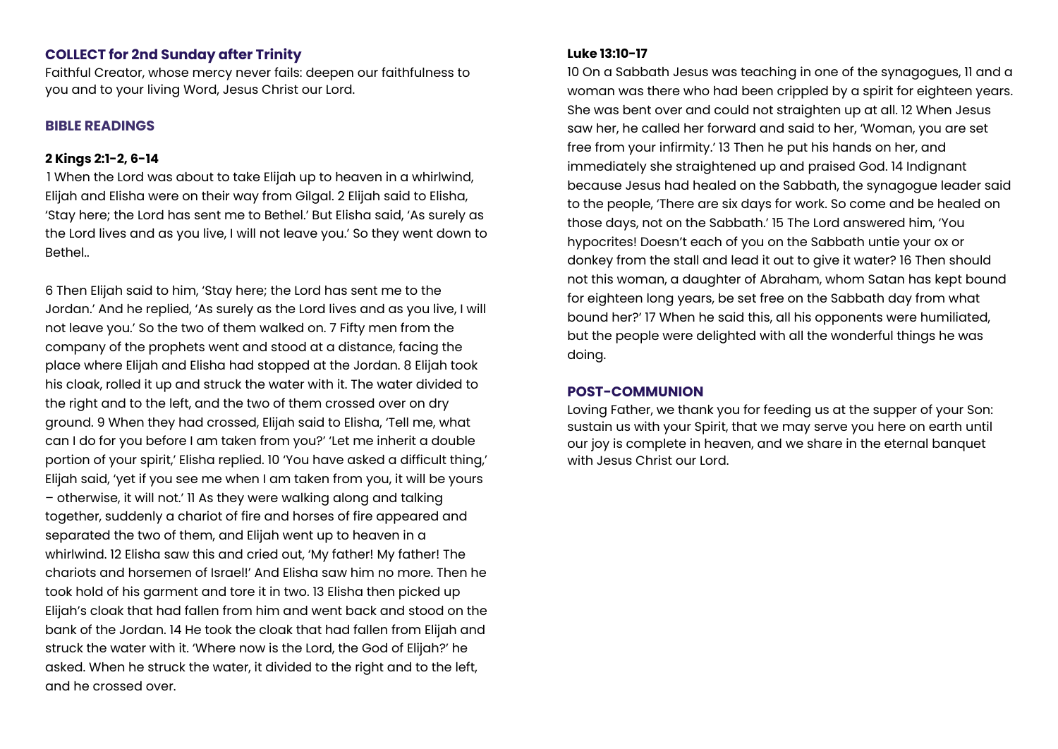## COLLECT for 2nd Sunday after Trinity

Faithful Creator, whose mercy never fails: deepen our faithfulness to you and to your living Word, Jesus Christ our Lord.

## BIBLE READINGS

**2 Kings 2:1-2, 6-14**

1 When the Lord was about to take Elijah up to heaven in a whirlwind, Elijah and Elisha were on their way from Gilgal. 2 Elijah said to Elisha, 'Stay here; the Lord has sent me to Bethel.' But Elisha said, 'As surely as the Lord lives and as you live, I will not leave you.' So they went down to Bethel..

6 Then Elijah said to him, 'Stay here; the Lord has sent me to the Jordan.' And he replied, 'As surely as the Lord lives and as you live, I will not leave you.' So the two of them walked on. 7 Fifty men from the company of the prophets went and stood at a distance, facing the place where Elijah and Elisha had stopped at the Jordan. 8 Elijah took his cloak, rolled it up and struck the water with it. The water divided to the right and to the left, and the two of them crossed over on dry ground. 9 When they had crossed, Elijah said to Elisha, 'Tell me, what can I do for you before I am taken from you?' 'Let me inherit a double portion of your spirit,' Elisha replied. 10 'You have asked a difficult thing,' Elijah said, 'yet if you see me when I am taken from you, it will be yours – otherwise, it will not.' 11 As they were walking along and talking together, suddenly a chariot of fire and horses of fire appeared and separated the two of them, and Elijah went up to heaven in a whirlwind. 12 Elisha saw this and cried out, 'My father! My father! The chariots and horsemen of Israel!' And Elisha saw him no more. Then he took hold of his garment and tore it in two. 13 Elisha then picked up Elijah's cloak that had fallen from him and went back and stood on the bank of the Jordan. 14 He took the cloak that had fallen from Elijah and struck the water with it. 'Where now is the Lord, the God of Elijah?' he asked. When he struck the water, it divided to the right and to the left, and he crossed over.

**Luke 13:10-17**

10 On a Sabbath Jesus was teaching in one of the synagogues, 11 and a woman was there who had been crippled by a spirit for eighteen years. She was bent over and could not straighten up at all. 12 When Jesus saw her, he called her forward and said to her, 'Woman, you are set free from your infirmity.' 13 Then he put his hands on her, and immediately she straightened up and praised God. 14 Indignant because Jesus had healed on the Sabbath, the synagogue leader said to the people, 'There are six days for work. So come and be healed on those days, not on the Sabbath.' 15 The Lord answered him, 'You hypocrites! Doesn't each of you on the Sabbath untie your ox or donkey from the stall and lead it out to give it water? 16 Then should not this woman, a daughter of Abraham, whom Satan has kept bound for eighteen long years, be set free on the Sabbath day from what bound her?' 17 When he said this, all his opponents were humiliated, but the people were delighted with all the wonderful things he was doing.

## POST-COMMUNION

Loving Father, we thank you for feeding us at the supper of your Son: sustain us with your Spirit, that we may serve you here on earth until our joy is complete in heaven, and we share in the eternal banquet with Jesus Christ our Lord.